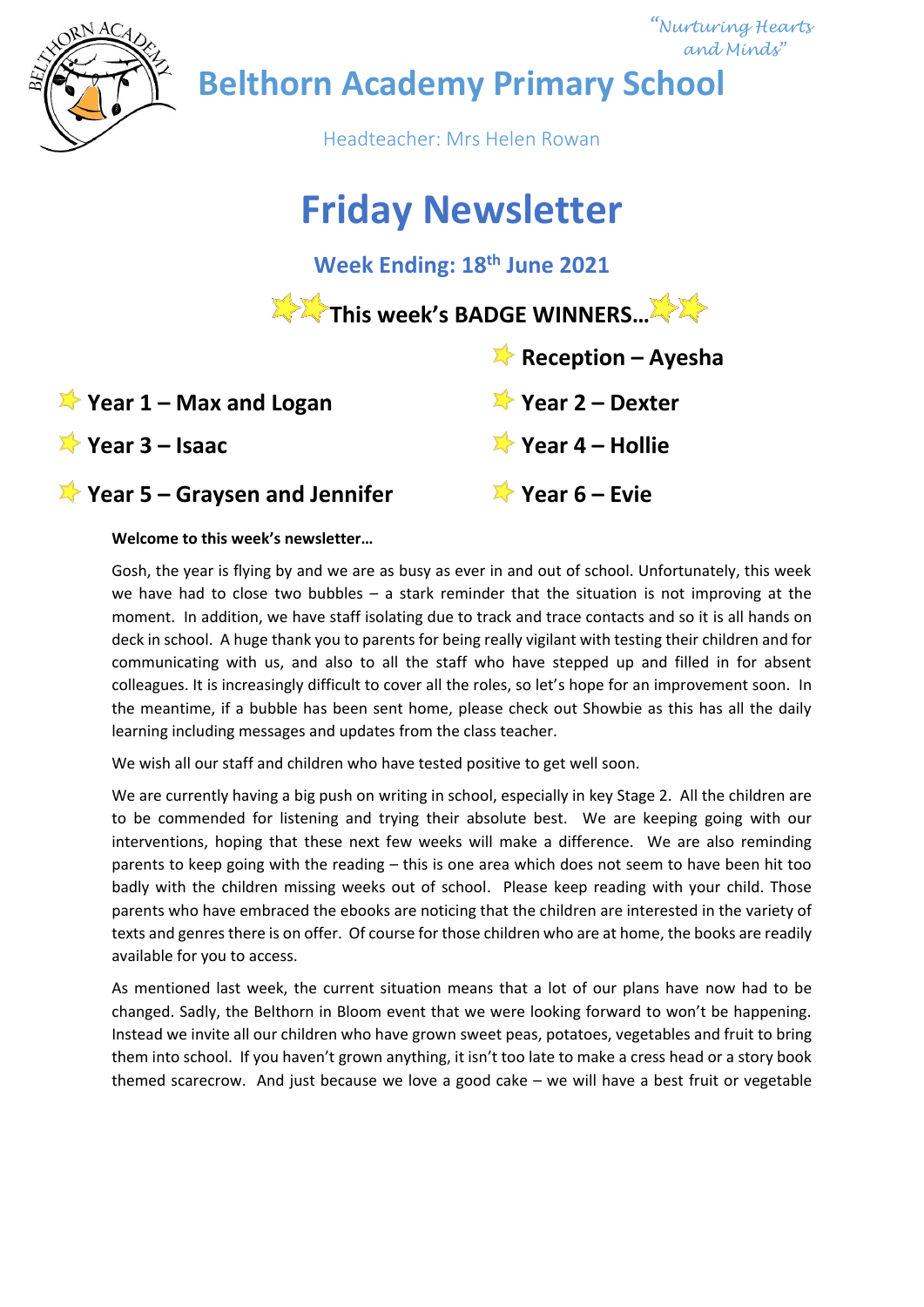*"Nurturing Hearts and Minds"*

# Belthorn Academy Primary School

Headteacher: Mrs Helen Rowan

# Friday Newsletter

## Week Ending: 18th June 2021

### This week's BADGE WINNERS…

- **Reception – Ayesha**
- **Year 1 – Max and Logan**
- **Year 2 – Dexter**
- **Year 3 – Isaac**
- **Year 4 – Hollie**
- **Year 5 – Graysen and Jennifer**
- **Year 6 – Evie**

**Welcome to this week's newsletter…**

Gosh, the year is flying by and we are as busy as ever in and out of school. Unfortunately, this week we have had to close two bubbles – a stark reminder that the situation is not improving at the moment. In addition, we have staff isolating due to track and trace contacts and so it is all hands on deck in school. A huge thank you to parents for being really vigilant with testing their children and for communicating with us, and also to all the staff who have stepped up and filled in for absent colleagues. It is increasingly difficult to cover all the roles, so let's hope for an improvement soon. In the meantime, if a bubble has been sent home, please check out Showbie as this has all the daily learning including messages and updates from the class teacher.

We wish all our staff and children who have tested positive to get well soon.

We are currently having a big push on writing in school, especially in key Stage 2. All the children are to be commended for listening and trying their absolute best. We are keeping going with our interventions, hoping that these next few weeks will make a difference. We are also reminding parents to keep going with the reading – this is one area which does not seem to have been hit too badly with the children missing weeks out of school. Please keep reading with your child. Those parents who have embraced the ebooks are noticing that the children are interested in the variety of texts and genres there is on offer. Of course for those children who are at home, the books are readily available for you to access.

As mentioned last week, the current situation means that a lot of our plans have now had to be changed. Sadly, the Belthorn in Bloom event that we were looking forward to won't be happening. Instead we invite all our children who have grown sweet peas, potatoes, vegetables and fruit to bring them into school. If you haven't grown anything, it isn't too late to make a cress head or a story book themed scarecrow. And just because we love a good cake – we will have a best fruit or vegetable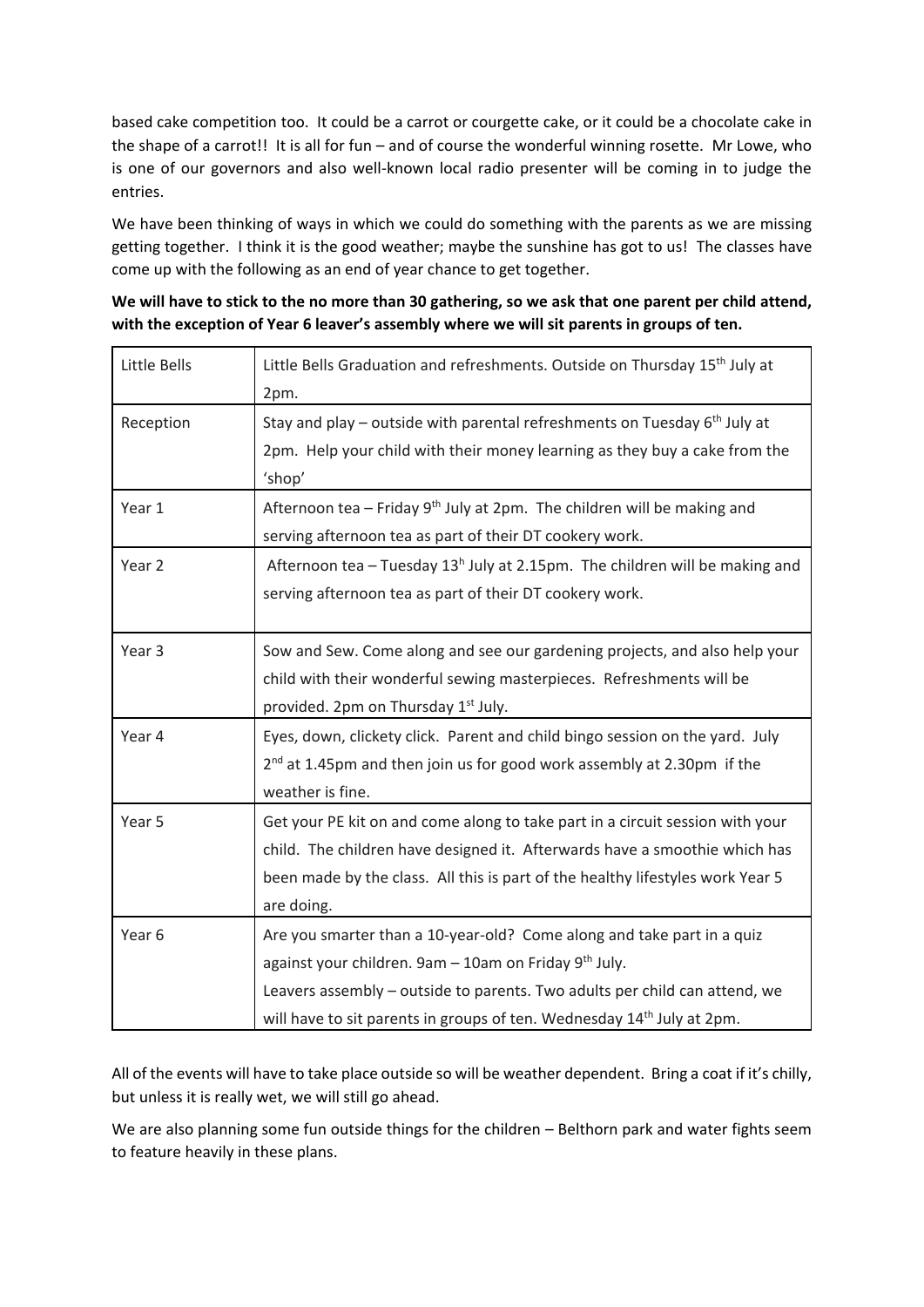based cake competition too. It could be a carrot or courgette cake, or it could be a chocolate cake in the shape of a carrot!! It is all for fun – and of course the wonderful winning rosette. Mr Lowe, who is one of our governors and also well-known local radio presenter will be coming in to judge the entries.

We have been thinking of ways in which we could do something with the parents as we are missing getting together. I think it is the good weather; maybe the sunshine has got to us! The classes have come up with the following as an end of year chance to get together.

**We will have to stick to the no more than 30 gathering, so we ask that one parent per child attend, with the exception of Year 6 leaver's assembly where we will sit parents in groups of ten.**

| | |
|---|---|
| Little Bells | Little Bells Graduation and refreshments. Outside on Thursday 15th July at 2pm. |
| Reception | Stay and play – outside with parental refreshments on Tuesday 6th July at 2pm. Help your child with their money learning as they buy a cake from the 'shop' |
| Year 1 | Afternoon tea – Friday 9th July at 2pm. The children will be making and serving afternoon tea as part of their DT cookery work. |
| Year 2 | Afternoon tea – Tuesday 13h July at 2.15pm. The children will be making and serving afternoon tea as part of their DT cookery work. |
| Year 3 | Sow and Sew. Come along and see our gardening projects, and also help your child with their wonderful sewing masterpieces. Refreshments will be provided. 2pm on Thursday 1st July. |
| Year 4 | Eyes, down, clickety click. Parent and child bingo session on the yard. July 2nd at 1.45pm and then join us for good work assembly at 2.30pm if the weather is fine. |
| Year 5 | Get your PE kit on and come along to take part in a circuit session with your child. The children have designed it. Afterwards have a smoothie which has been made by the class. All this is part of the healthy lifestyles work Year 5 are doing. |
| Year 6 | Are you smarter than a 10-year-old? Come along and take part in a quiz against your children. 9am – 10am on Friday 9th July.<br>Leavers assembly – outside to parents. Two adults per child can attend, we will have to sit parents in groups of ten. Wednesday 14th July at 2pm. |

All of the events will have to take place outside so will be weather dependent. Bring a coat if it's chilly, but unless it is really wet, we will still go ahead.

We are also planning some fun outside things for the children – Belthorn park and water fights seem to feature heavily in these plans.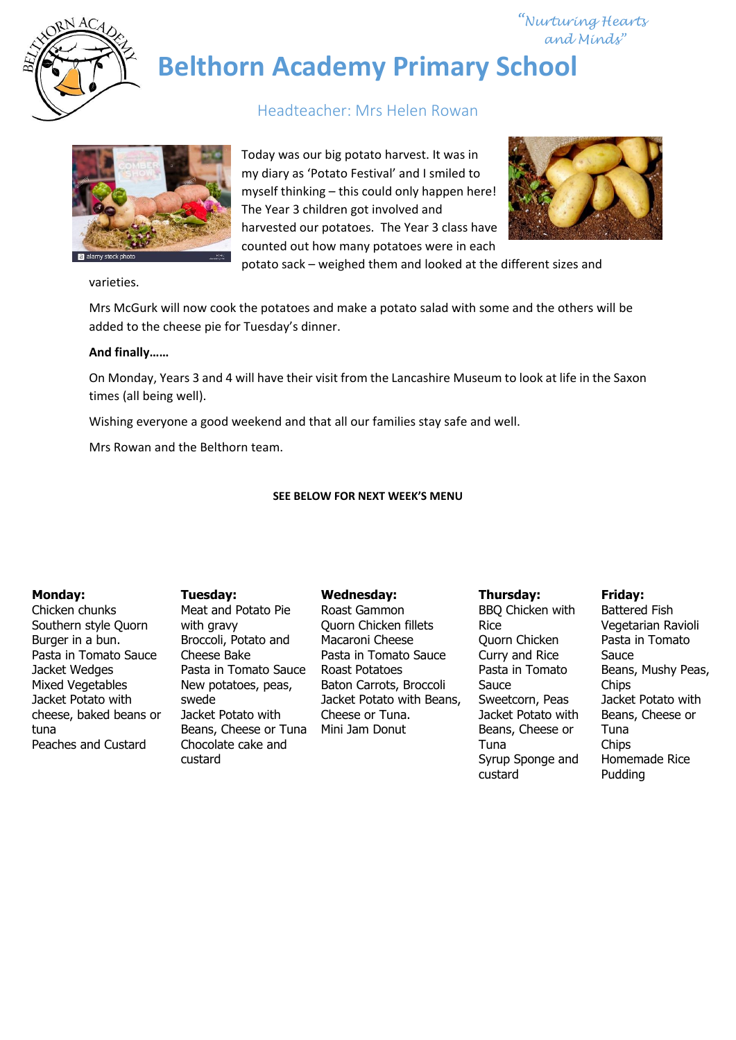*"Nurturing Hearts and Minds"*

# Belthorn Academy Primary School

Headteacher: Mrs Helen Rowan

Today was our big potato harvest. It was in my diary as 'Potato Festival' and I smiled to myself thinking – this could only happen here! The Year 3 children got involved and harvested our potatoes. The Year 3 class have counted out how many potatoes were in each potato sack – weighed them and looked at the different sizes and varieties.

Mrs McGurk will now cook the potatoes and make a potato salad with some and the others will be added to the cheese pie for Tuesday's dinner.

**And finally……**

On Monday, Years 3 and 4 will have their visit from the Lancashire Museum to look at life in the Saxon times (all being well).

Wishing everyone a good weekend and that all our families stay safe and well.

Mrs Rowan and the Belthorn team.

**SEE BELOW FOR NEXT WEEK'S MENU**

| **Monday:** | **Tuesday:** | **Wednesday:** | **Thursday:** | **Friday:** |
|---|---|---|---|---|
| Chicken chunks<br>Southern style Quorn Burger in a bun.<br>Pasta in Tomato Sauce<br>Jacket Wedges<br>Mixed Vegetables<br>Jacket Potato with cheese, baked beans or tuna<br>Peaches and Custard | Meat and Potato Pie with gravy<br>Broccoli, Potato and Cheese Bake<br>Pasta in Tomato Sauce<br>New potatoes, peas, swede<br>Jacket Potato with Beans, Cheese or Tuna<br>Chocolate cake and custard | Roast Gammon<br>Quorn Chicken fillets<br>Macaroni Cheese<br>Pasta in Tomato Sauce<br>Roast Potatoes<br>Baton Carrots, Broccoli<br>Jacket Potato with Beans, Cheese or Tuna.<br>Mini Jam Donut | BBQ Chicken with Rice<br>Quorn Chicken Curry and Rice<br>Pasta in Tomato Sauce<br>Sweetcorn, Peas<br>Jacket Potato with Beans, Cheese or Tuna<br>Syrup Sponge and custard | Battered Fish<br>Vegetarian Ravioli<br>Pasta in Tomato Sauce<br>Beans, Mushy Peas, Chips<br>Jacket Potato with Beans, Cheese or Tuna<br>Chips<br>Homemade Rice Pudding |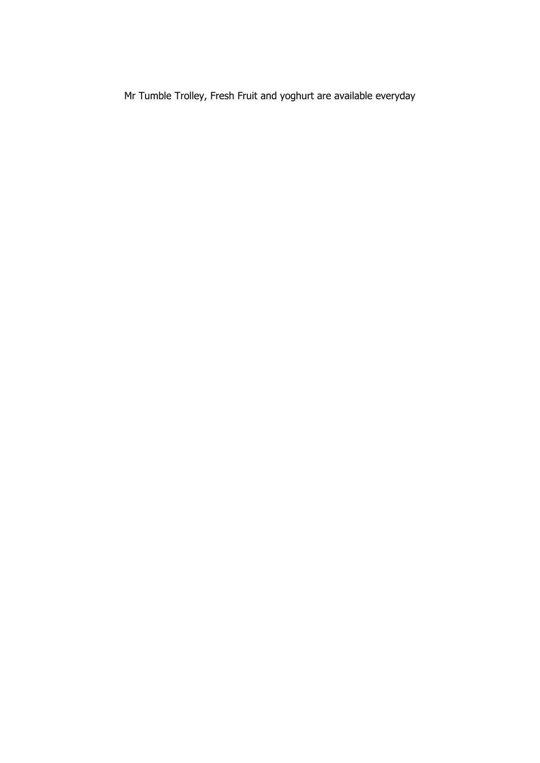Mr Tumble Trolley, Fresh Fruit and yoghurt are available everyday